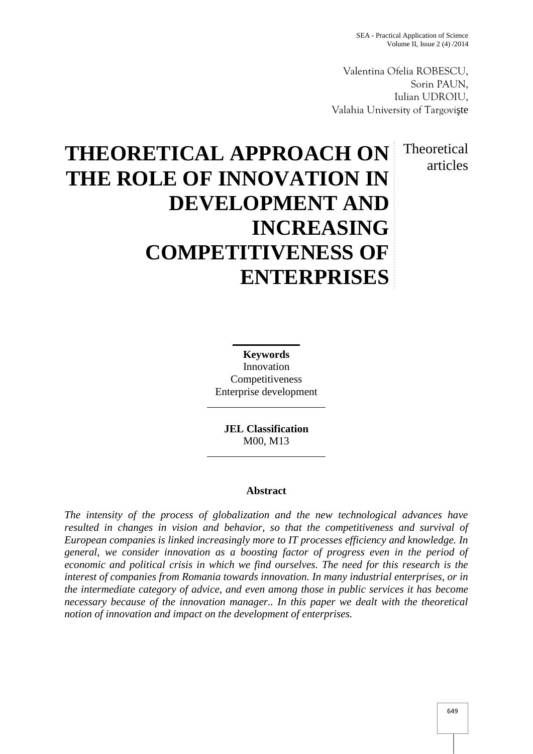Valentina Ofelia ROBESCU,
Sorin PAUN,
Iulian UDROIU,
Valahia University of Targovişte

# THEORETICAL APPROACH ON THE ROLE OF INNOVATION IN DEVELOPMENT AND INCREASING COMPETITIVENESS OF ENTERPRISES

Theoretical articles

**Keywords**
Innovation
Competitiveness
Enterprise development

**JEL Classification**
M00, M13

**Abstract**

*The intensity of the process of globalization and the new technological advances have resulted in changes in vision and behavior, so that the competitiveness and survival of European companies is linked increasingly more to IT processes efficiency and knowledge. In general, we consider innovation as a boosting factor of progress even in the period of economic and political crisis in which we find ourselves. The need for this research is the interest of companies from Romania towards innovation. In many industrial enterprises, or in the intermediate category of advice, and even among those in public services it has become necessary because of the innovation manager.. In this paper we dealt with the theoretical notion of innovation and impact on the development of enterprises.*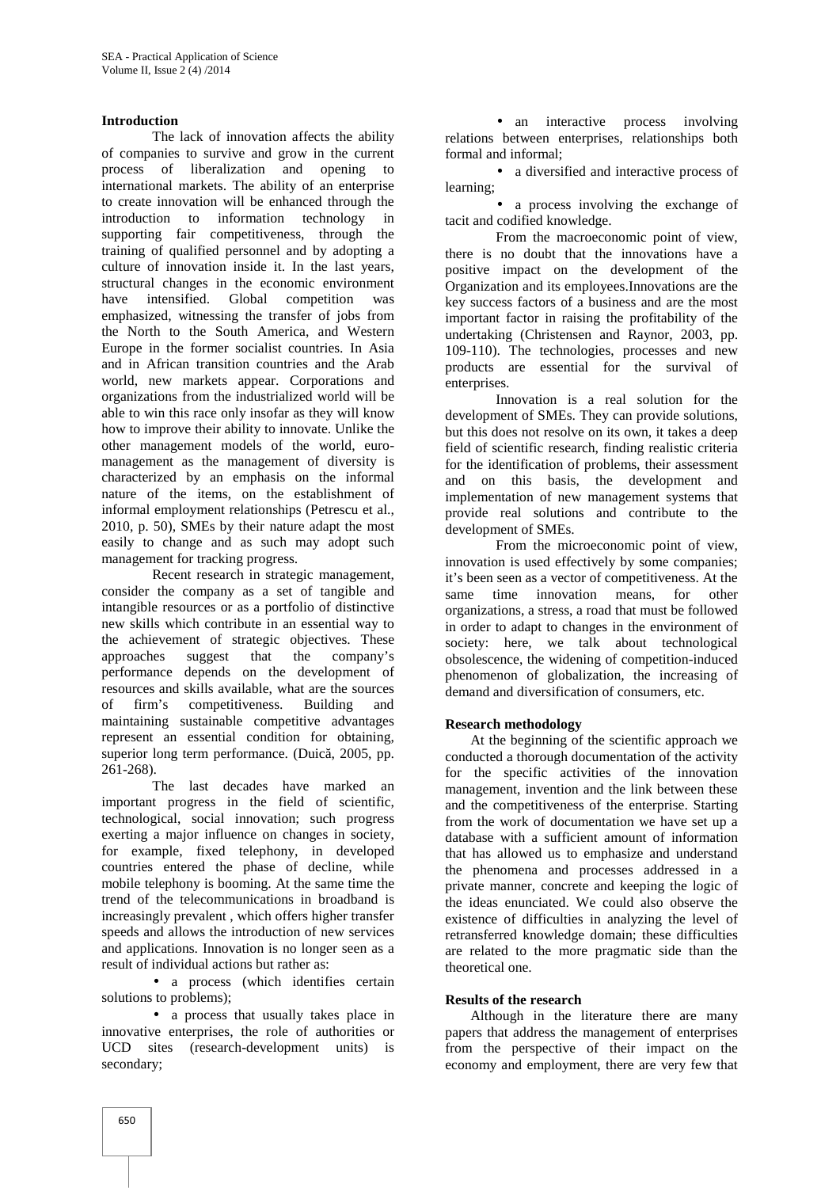## Introduction

The lack of innovation affects the ability of companies to survive and grow in the current process of liberalization and opening to international markets. The ability of an enterprise to create innovation will be enhanced through the introduction to information technology in supporting fair competitiveness, through the training of qualified personnel and by adopting a culture of innovation inside it. In the last years, structural changes in the economic environment have intensified. Global competition was emphasized, witnessing the transfer of jobs from the North to the South America, and Western Europe in the former socialist countries. In Asia and in African transition countries and the Arab world, new markets appear. Corporations and organizations from the industrialized world will be able to win this race only insofar as they will know how to improve their ability to innovate. Unlike the other management models of the world, euro-management as the management of diversity is characterized by an emphasis on the informal nature of the items, on the establishment of informal employment relationships (Petrescu et al., 2010, p. 50), SMEs by their nature adapt the most easily to change and as such may adopt such management for tracking progress.

Recent research in strategic management, consider the company as a set of tangible and intangible resources or as a portfolio of distinctive new skills which contribute in an essential way to the achievement of strategic objectives. These approaches suggest that the company's performance depends on the development of resources and skills available, what are the sources of firm's competitiveness. Building and maintaining sustainable competitive advantages represent an essential condition for obtaining, superior long term performance. (Duică, 2005, pp. 261-268).

The last decades have marked an important progress in the field of scientific, technological, social innovation; such progress exerting a major influence on changes in society, for example, fixed telephony, in developed countries entered the phase of decline, while mobile telephony is booming. At the same time the trend of the telecommunications in broadband is increasingly prevalent , which offers higher transfer speeds and allows the introduction of new services and applications. Innovation is no longer seen as a result of individual actions but rather as:

- a process (which identifies certain solutions to problems);
- a process that usually takes place in innovative enterprises, the role of authorities or UCD sites (research-development units) is secondary;
- an interactive process involving relations between enterprises, relationships both formal and informal;
- a diversified and interactive process of learning;
- a process involving the exchange of tacit and codified knowledge.

From the macroeconomic point of view, there is no doubt that the innovations have a positive impact on the development of the Organization and its employees.Innovations are the key success factors of a business and are the most important factor in raising the profitability of the undertaking (Christensen and Raynor, 2003, pp. 109-110). The technologies, processes and new products are essential for the survival of enterprises.

Innovation is a real solution for the development of SMEs. They can provide solutions, but this does not resolve on its own, it takes a deep field of scientific research, finding realistic criteria for the identification of problems, their assessment and on this basis, the development and implementation of new management systems that provide real solutions and contribute to the development of SMEs.

From the microeconomic point of view, innovation is used effectively by some companies; it's been seen as a vector of competitiveness. At the same time innovation means, for other organizations, a stress, a road that must be followed in order to adapt to changes in the environment of society: here, we talk about technological obsolescence, the widening of competition-induced phenomenon of globalization, the increasing of demand and diversification of consumers, etc.

## Research methodology

At the beginning of the scientific approach we conducted a thorough documentation of the activity for the specific activities of the innovation management, invention and the link between these and the competitiveness of the enterprise. Starting from the work of documentation we have set up a database with a sufficient amount of information that has allowed us to emphasize and understand the phenomena and processes addressed in a private manner, concrete and keeping the logic of the ideas enunciated. We could also observe the existence of difficulties in analyzing the level of retransferred knowledge domain; these difficulties are related to the more pragmatic side than the theoretical one.

## Results of the research

Although in the literature there are many papers that address the management of enterprises from the perspective of their impact on the economy and employment, there are very few that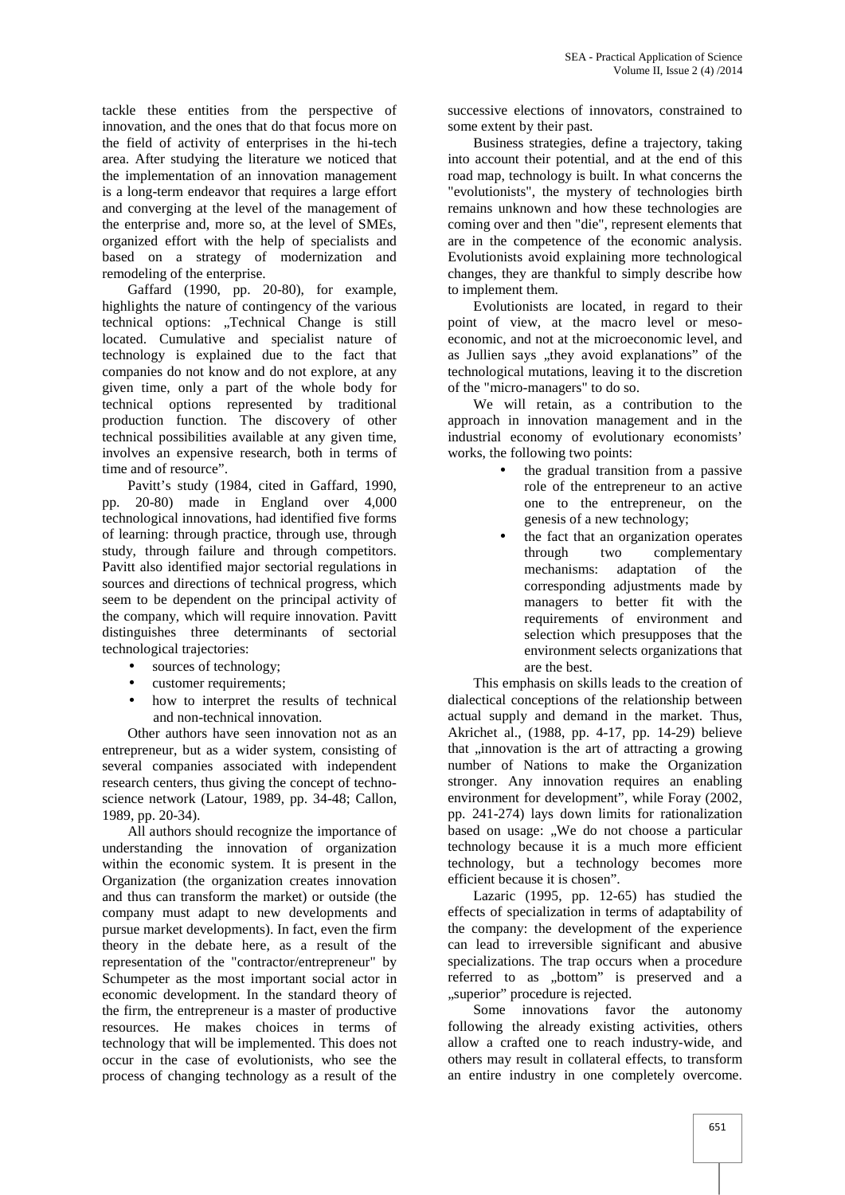tackle these entities from the perspective of innovation, and the ones that do that focus more on the field of activity of enterprises in the hi-tech area. After studying the literature we noticed that the implementation of an innovation management is a long-term endeavor that requires a large effort and converging at the level of the management of the enterprise and, more so, at the level of SMEs, organized effort with the help of specialists and based on a strategy of modernization and remodeling of the enterprise.

Gaffard (1990, pp. 20-80), for example, highlights the nature of contingency of the various technical options: „Technical Change is still located. Cumulative and specialist nature of technology is explained due to the fact that companies do not know and do not explore, at any given time, only a part of the whole body for technical options represented by traditional production function. The discovery of other technical possibilities available at any given time, involves an expensive research, both in terms of time and of resource".

Pavitt's study (1984, cited in Gaffard, 1990, pp. 20-80) made in England over 4,000 technological innovations, had identified five forms of learning: through practice, through use, through study, through failure and through competitors. Pavitt also identified major sectorial regulations in sources and directions of technical progress, which seem to be dependent on the principal activity of the company, which will require innovation. Pavitt distinguishes three determinants of sectorial technological trajectories:

- sources of technology;
- customer requirements;
- how to interpret the results of technical and non-technical innovation.

Other authors have seen innovation not as an entrepreneur, but as a wider system, consisting of several companies associated with independent research centers, thus giving the concept of techno-science network (Latour, 1989, pp. 34-48; Callon, 1989, pp. 20-34).

All authors should recognize the importance of understanding the innovation of organization within the economic system. It is present in the Organization (the organization creates innovation and thus can transform the market) or outside (the company must adapt to new developments and pursue market developments). In fact, even the firm theory in the debate here, as a result of the representation of the "contractor/entrepreneur" by Schumpeter as the most important social actor in economic development. In the standard theory of the firm, the entrepreneur is a master of productive resources. He makes choices in terms of technology that will be implemented. This does not occur in the case of evolutionists, who see the process of changing technology as a result of the successive elections of innovators, constrained to some extent by their past.

Business strategies, define a trajectory, taking into account their potential, and at the end of this road map, technology is built. In what concerns the "evolutionists", the mystery of technologies birth remains unknown and how these technologies are coming over and then "die", represent elements that are in the competence of the economic analysis. Evolutionists avoid explaining more technological changes, they are thankful to simply describe how to implement them.

Evolutionists are located, in regard to their point of view, at the macro level or meso-economic level, and not at the microeconomic level, and as Jullien says „they avoid explanations" of the technological mutations, leaving it to the discretion of the "micro-managers" to do so.

We will retain, as a contribution to the approach in innovation management and in the industrial economy of evolutionary economists' works, the following two points:

- the gradual transition from a passive role of the entrepreneur to an active one to the entrepreneur, on the genesis of a new technology;
- the fact that an organization operates through two complementary mechanisms: adaptation of the corresponding adjustments made by managers to better fit with the requirements of environment and selection which presupposes that the environment selects organizations that are the best.

This emphasis on skills leads to the creation of dialectical conceptions of the relationship between actual supply and demand in the market. Thus, Akrichet al., (1988, pp. 4-17, pp. 14-29) believe that „innovation is the art of attracting a growing number of Nations to make the Organization stronger. Any innovation requires an enabling environment for development", while Foray (2002, pp. 241-274) lays down limits for rationalization based on usage: „We do not choose a particular technology because it is a much more efficient technology, but a technology becomes more efficient because it is chosen".

Lazaric (1995, pp. 12-65) has studied the effects of specialization in terms of adaptability of the company: the development of the experience can lead to irreversible significant and abusive specializations. The trap occurs when a procedure referred to as „bottom" is preserved and a „superior" procedure is rejected.

Some innovations favor the autonomy following the already existing activities, others allow a crafted one to reach industry-wide, and others may result in collateral effects, to transform an entire industry in one completely overcome.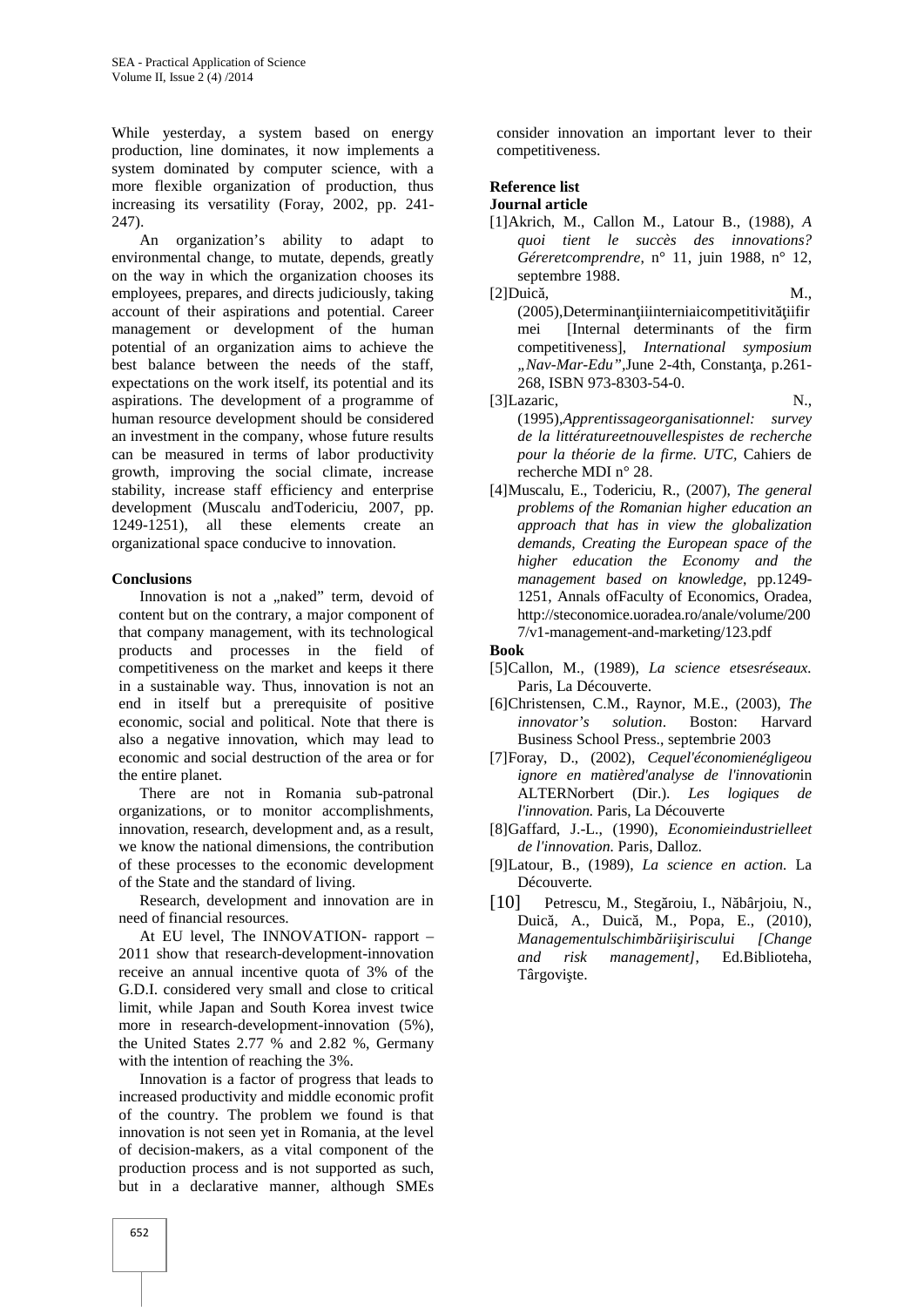While yesterday, a system based on energy production, line dominates, it now implements a system dominated by computer science, with a more flexible organization of production, thus increasing its versatility (Foray, 2002, pp. 241-247).

An organization's ability to adapt to environmental change, to mutate, depends, greatly on the way in which the organization chooses its employees, prepares, and directs judiciously, taking account of their aspirations and potential. Career management or development of the human potential of an organization aims to achieve the best balance between the needs of the staff, expectations on the work itself, its potential and its aspirations. The development of a programme of human resource development should be considered an investment in the company, whose future results can be measured in terms of labor productivity growth, improving the social climate, increase stability, increase staff efficiency and enterprise development (Muscalu andTodericiu, 2007, pp. 1249-1251), all these elements create an organizational space conducive to innovation.

## Conclusions

Innovation is not a „naked" term, devoid of content but on the contrary, a major component of that company management, with its technological products and processes in the field of competitiveness on the market and keeps it there in a sustainable way. Thus, innovation is not an end in itself but a prerequisite of positive economic, social and political. Note that there is also a negative innovation, which may lead to economic and social destruction of the area or for the entire planet.

There are not in Romania sub-patronal organizations, or to monitor accomplishments, innovation, research, development and, as a result, we know the national dimensions, the contribution of these processes to the economic development of the State and the standard of living.

Research, development and innovation are in need of financial resources.

At EU level, The INNOVATION- rapport – 2011 show that research-development-innovation receive an annual incentive quota of 3% of the G.D.I. considered very small and close to critical limit, while Japan and South Korea invest twice more in research-development-innovation (5%), the United States 2.77 % and 2.82 %, Germany with the intention of reaching the 3%.

Innovation is a factor of progress that leads to increased productivity and middle economic profit of the country. The problem we found is that innovation is not seen yet in Romania, at the level of decision-makers, as a vital component of the production process and is not supported as such, but in a declarative manner, although SMEs consider innovation an important lever to their competitiveness.

## Reference list

**Journal article**

[1]Akrich, M., Callon M., Latour B., (1988), *A quoi tient le succès des innovations? Gérеretcomprendre*, n° 11, juin 1988, n° 12, septembre 1988.

[2]Duică, M., (2005),Determinanţiiinterniaicompetitivităţiifirmei [Internal determinants of the firm competitiveness], *International symposium „Nav-Mar-Edu"*,June 2-4th, Constanţa, p.261-268, ISBN 973-8303-54-0.

[3]Lazaric, N., (1995),*Apprentissageorganisationnel: survey de la littératureetnouvellespistes de recherche pour la théorie de la firme. UTC*, Cahiers de recherche MDI n° 28.

[4]Muscalu, E., Todericiu, R., (2007), *The general problems of the Romanian higher education an approach that has in view the globalization demands, Creating the European space of the higher education the Economy and the management based on knowledge*, pp.1249-1251, Annals ofFaculty of Economics, Oradea, http://steconomice.uoradea.ro/anale/volume/2007/v1-management-and-marketing/123.pdf

**Book**

[5]Callon, M., (1989), *La science etsesréseaux.* Paris, La Découverte.

[6]Christensen, C.M., Raynor, M.E., (2003), *The innovator's solution*. Boston: Harvard Business School Press., septembrie 2003

[7]Foray, D., (2002), *Cequel'économienégligeou ignore en matièred'analyse de l'innovation*in ALTERNorbert (Dir.). *Les logiques de l'innovation.* Paris, La Découverte

[8]Gaffard, J.-L., (1990), *Economieindustrielleet de l'innovation.* Paris, Dalloz.

[9]Latour, B., (1989), *La science en action.* La Découverte.

[10] Petrescu, M., Stegăroiu, I., Năbârjoiu, N., Duică, A., Duică, M., Popa, E., (2010), *Managementulschimbăriişiriscului [Change and risk management]*, Ed.Biblioteha, Târgovişte.